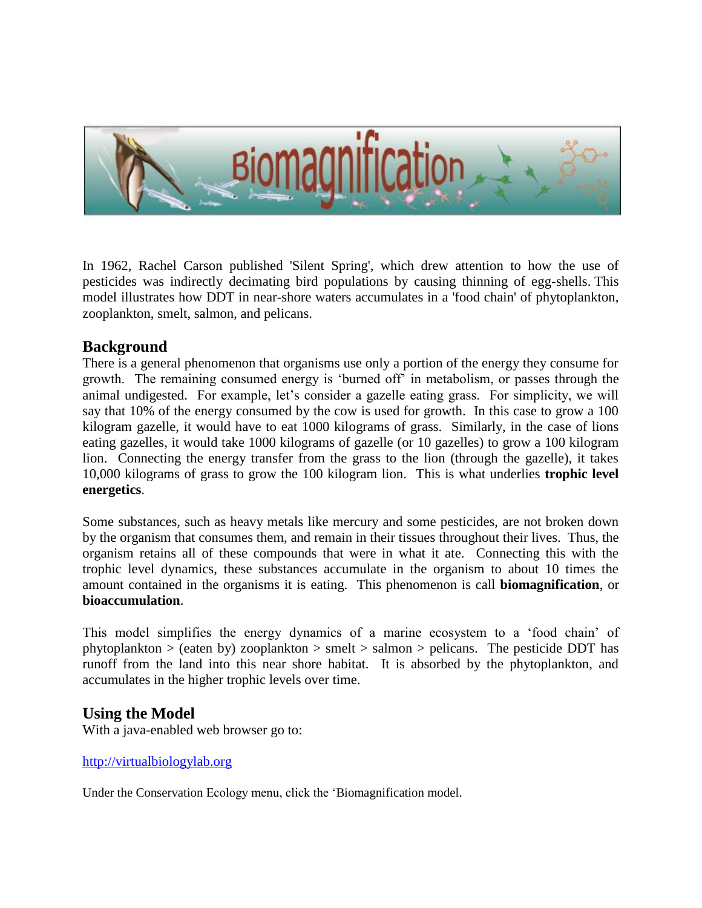# Biomagnification

In 1962, Rachel Carson published 'Silent Spring', which drew attention to how the use of pesticides was indirectly decimating bird populations by causing thinning of egg-shells. This model illustrates how DDT in near-shore waters accumulates in a 'food chain' of phytoplankton, zooplankton, smelt, salmon, and pelicans.

## Background

There is a general phenomenon that organisms use only a portion of the energy they consume for growth. The remaining consumed energy is 'burned off' in metabolism, or passes through the animal undigested. For example, let's consider a gazelle eating grass. For simplicity, we will say that 10% of the energy consumed by the cow is used for growth. In this case to grow a 100 kilogram gazelle, it would have to eat 1000 kilograms of grass. Similarly, in the case of lions eating gazelles, it would take 1000 kilograms of gazelle (or 10 gazelles) to grow a 100 kilogram lion. Connecting the energy transfer from the grass to the lion (through the gazelle), it takes 10,000 kilograms of grass to grow the 100 kilogram lion. This is what underlies **trophic level energetics**.

Some substances, such as heavy metals like mercury and some pesticides, are not broken down by the organism that consumes them, and remain in their tissues throughout their lives. Thus, the organism retains all of these compounds that were in what it ate. Connecting this with the trophic level dynamics, these substances accumulate in the organism to about 10 times the amount contained in the organisms it is eating. This phenomenon is call **biomagnification**, or **bioaccumulation**.

This model simplifies the energy dynamics of a marine ecosystem to a 'food chain' of phytoplankton > (eaten by) zooplankton > smelt > salmon > pelicans. The pesticide DDT has runoff from the land into this near shore habitat. It is absorbed by the phytoplankton, and accumulates in the higher trophic levels over time.

## Using the Model

With a java-enabled web browser go to:

[http://virtualbiologylab.org](http://virtualbiologylab.org)

Under the Conservation Ecology menu, click the 'Biomagnification model.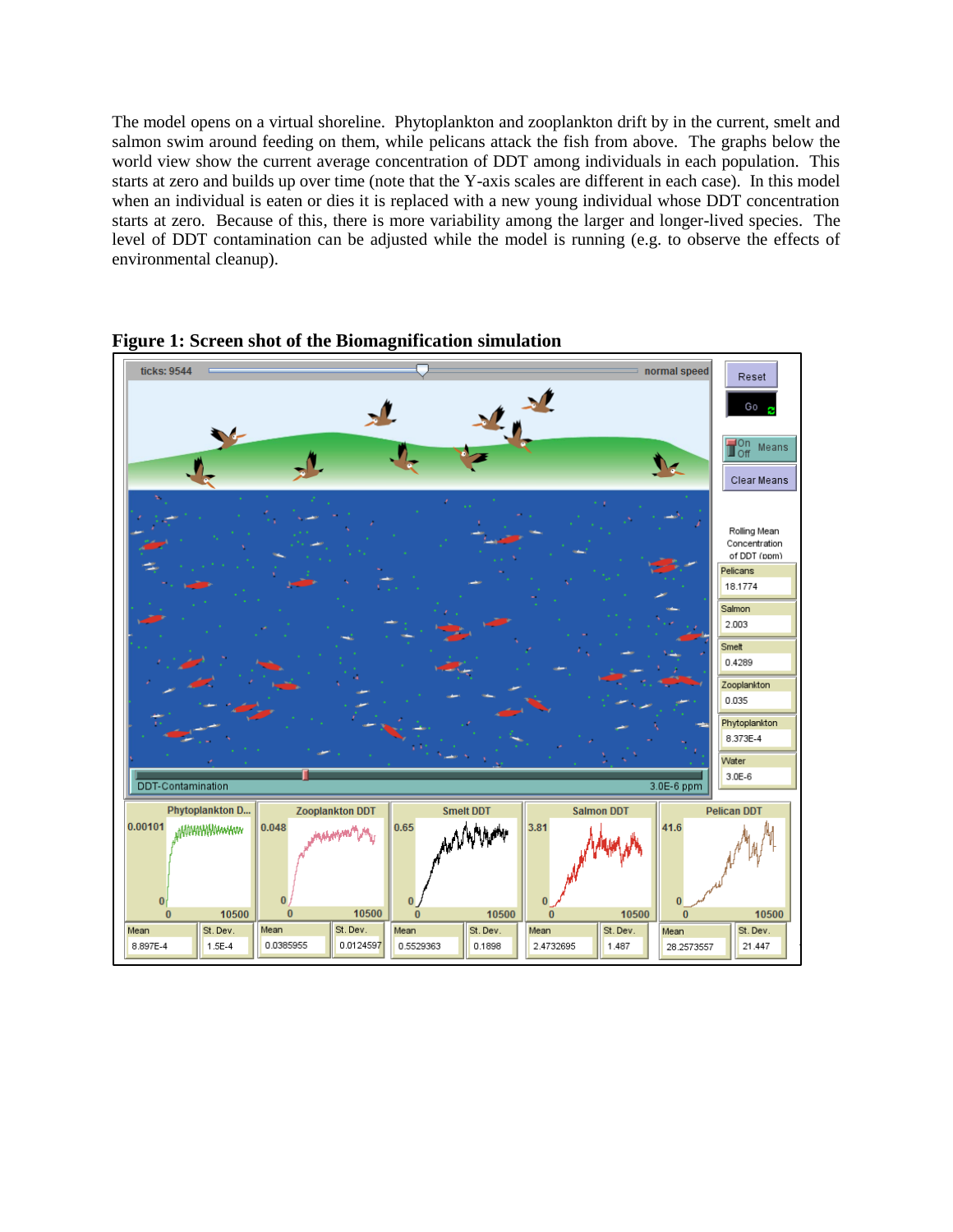The model opens on a virtual shoreline. Phytoplankton and zooplankton drift by in the current, smelt and salmon swim around feeding on them, while pelicans attack the fish from above. The graphs below the world view show the current average concentration of DDT among individuals in each population. This starts at zero and builds up over time (note that the Y-axis scales are different in each case). In this model when an individual is eaten or dies it is replaced with a new young individual whose DDT concentration starts at zero. Because of this, there is more variability among the larger and longer-lived species. The level of DDT contamination can be adjusted while the model is running (e.g. to observe the effects of environmental cleanup).

**Figure 1: Screen shot of the Biomagnification simulation**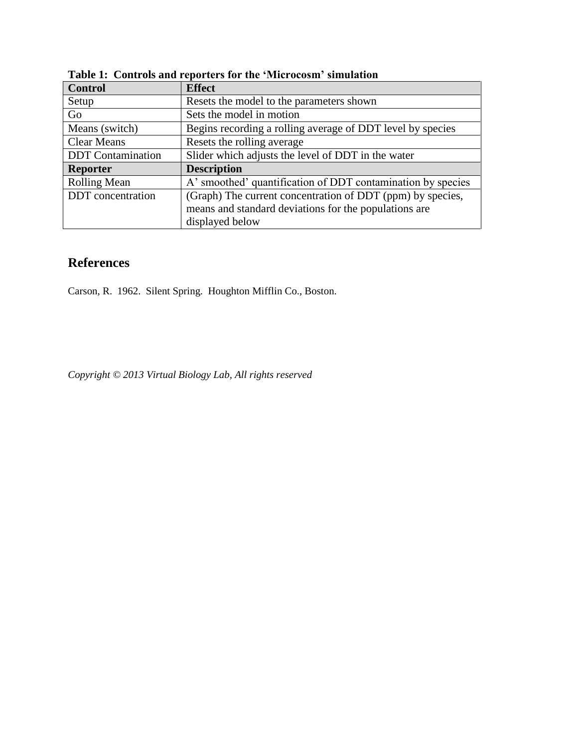**Table 1: Controls and reporters for the 'Microcosm' simulation**

| Control | Effect |
|---|---|
| Setup | Resets the model to the parameters shown |
| Go | Sets the model in motion |
| Means (switch) | Begins recording a rolling average of DDT level by species |
| Clear Means | Resets the rolling average |
| DDT Contamination | Slider which adjusts the level of DDT in the water |
| **Reporter** | **Description** |
| Rolling Mean | A' smoothed' quantification of DDT contamination by species |
| DDT concentration | (Graph) The current concentration of DDT (ppm) by species, means and standard deviations for the populations are displayed below |

## References

Carson, R. 1962. Silent Spring. Houghton Mifflin Co., Boston.

*Copyright © 2013 Virtual Biology Lab, All rights reserved*